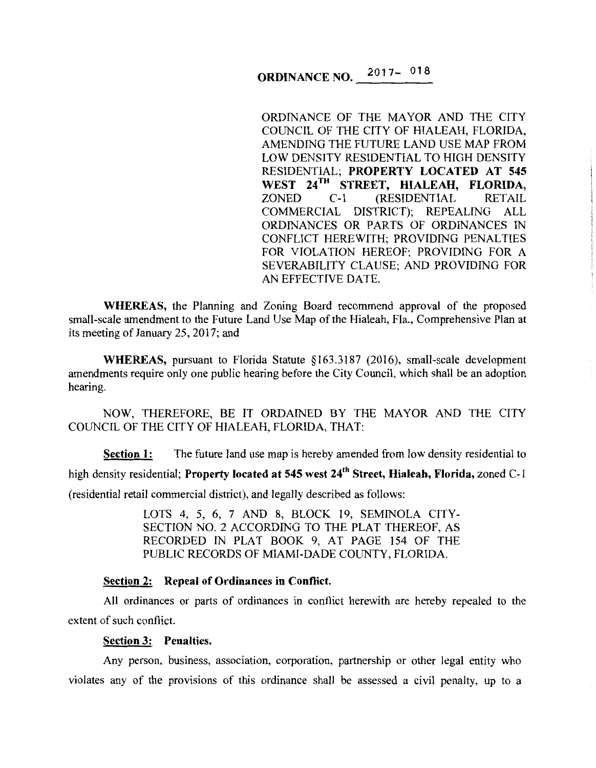# ORDINANCE NO. 2017- 018

ORDINANCE OF THE MAYOR AND THE CITY COUNCIL OF THE CITY OF HIALEAH, FLORIDA, AMENDING THE FUTURE LAND USE MAP FROM LOW DENSITY RESIDENTIAL TO HIGH DENSITY RESIDENTIAL; **PROPERTY LOCATED AT 545 WEST 24TH STREET, HIALEAH, FLORIDA,** ZONED C-1 (RESIDENTIAL RETAIL COMMERCIAL DISTRICT); REPEALING ALL ORDINANCES OR PARTS OF ORDINANCES IN CONFLICT HEREWITH; PROVIDING PENALTIES FOR VIOLATION HEREOF; PROVIDING FOR A SEVERABILITY CLAUSE; AND PROVIDING FOR AN EFFECTIVE DATE.

**WHEREAS,** the Planning and Zoning Board recommend approval of the proposed small-scale amendment to the Future Land Use Map of the Hialeah, Fla., Comprehensive Plan at its meeting of January 25, 2017; and

**WHEREAS,** pursuant to Florida Statute §163.3187 (2016), small-scale development amendments require only one public hearing before the City Council, which shall be an adoption hearing.

NOW, THEREFORE, BE IT ORDAINED BY THE MAYOR AND THE CITY COUNCIL OF THE CITY OF HIALEAH, FLORIDA, THAT:

**Section 1:** The future land use map is hereby amended from low density residential to high density residential; **Property located at 545 west 24th Street, Hialeah, Florida,** zoned C-1 (residential retail commercial district), and legally described as follows:

> LOTS 4, 5, 6, 7 AND 8, BLOCK 19, SEMINOLA CITY-SECTION NO. 2 ACCORDING TO THE PLAT THEREOF, AS RECORDED IN PLAT BOOK 9, AT PAGE 154 OF THE PUBLIC RECORDS OF MIAMI-DADE COUNTY, FLORIDA.

**Section 2: Repeal of Ordinances in Conflict.**

All ordinances or parts of ordinances in conflict herewith are hereby repealed to the extent of such conflict.

**Section 3: Penalties.**

Any person, business, association, corporation, partnership or other legal entity who violates any of the provisions of this ordinance shall be assessed a civil penalty, up to a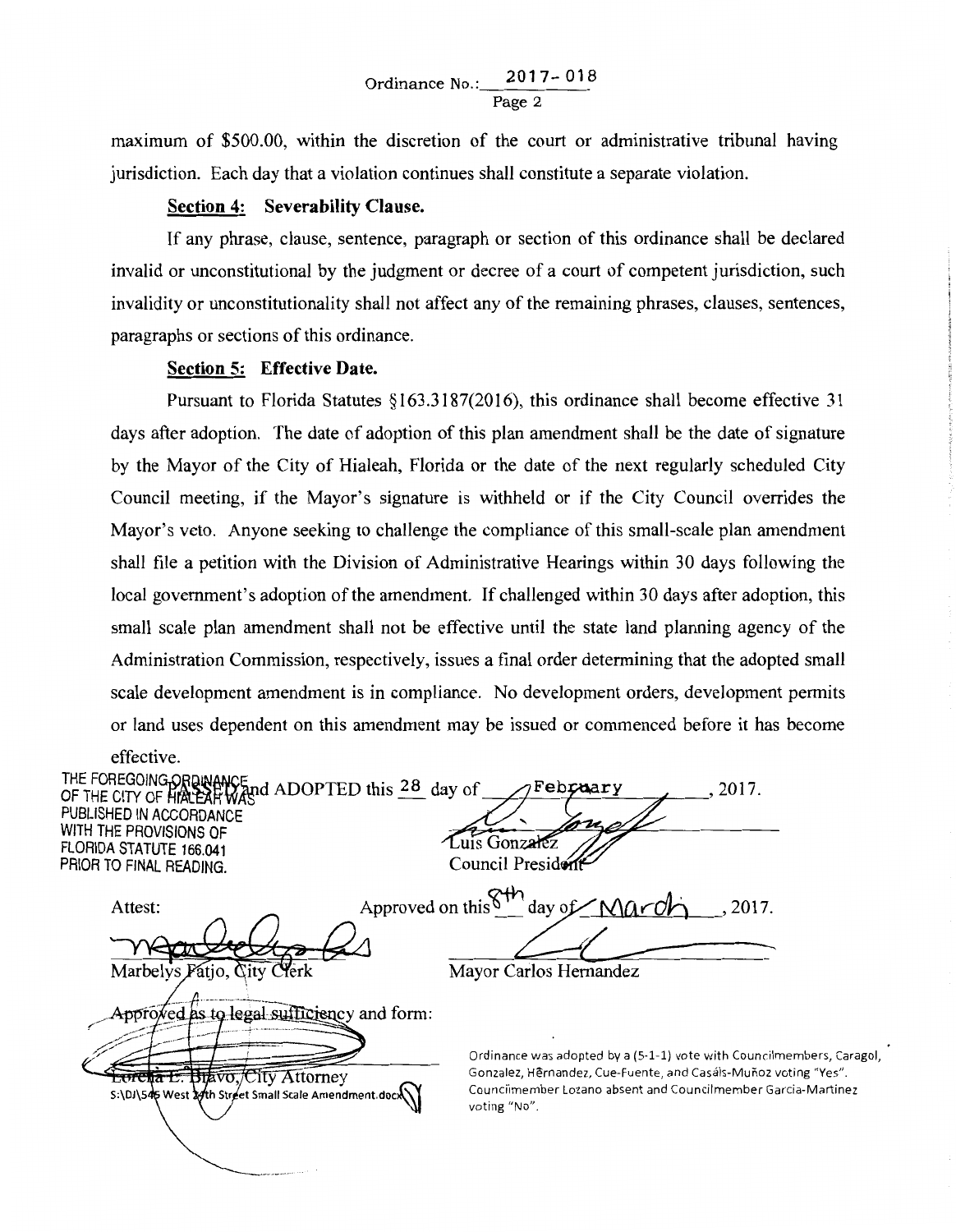Ordinance No.: 2017-018

maximum of $500.00, within the discretion of the court or administrative tribunal having jurisdiction. Each day that a violation continues shall constitute a separate violation.

**Section 4: Severability Clause.**

If any phrase, clause, sentence, paragraph or section of this ordinance shall be declared invalid or unconstitutional by the judgment or decree of a court of competent jurisdiction, such invalidity or unconstitutionality shall not affect any of the remaining phrases, clauses, sentences, paragraphs or sections of this ordinance.

**Section 5: Effective Date.**

Pursuant to Florida Statutes §163.3187(2016), this ordinance shall become effective 31 days after adoption. The date of adoption of this plan amendment shall be the date of signature by the Mayor of the City of Hialeah, Florida or the date of the next regularly scheduled City Council meeting, if the Mayor's signature is withheld or if the City Council overrides the Mayor's veto. Anyone seeking to challenge the compliance of this small-scale plan amendment shall file a petition with the Division of Administrative Hearings within 30 days following the local government's adoption of the amendment. If challenged within 30 days after adoption, this small scale plan amendment shall not be effective until the state land planning agency of the Administration Commission, respectively, issues a final order determining that the adopted small scale development amendment is in compliance. No development orders, development permits or land uses dependent on this amendment may be issued or commenced before it has become effective.

PASSED and ADOPTED this 28 day of February, 2017.

THE FOREGOING ORDINANCE OF THE CITY OF HIALEAH WAS PUBLISHED IN ACCORDANCE WITH THE PROVISIONS OF FLORIDA STATUTE 166.041 PRIOR TO FINAL READING.

Luis Gonzalez
Council President

Attest:

Marbelys Fatjo, City Clerk

Approved on this 8th day of March, 2017.

Mayor Carlos Hernandez

Approved as to legal sufficiency and form:

Lorena E. Bravo, City Attorney

S:\DJ\545 West 24th Street Small Scale Amendment.docx

Ordinance was adopted by a (5-1-1) vote with Councilmembers, Caragol, Gonzalez, Hernandez, Cue-Fuente, and Casáls-Muñoz voting "Yes". Councilmember Lozano absent and Councilmember Garcia-Martinez voting "No".